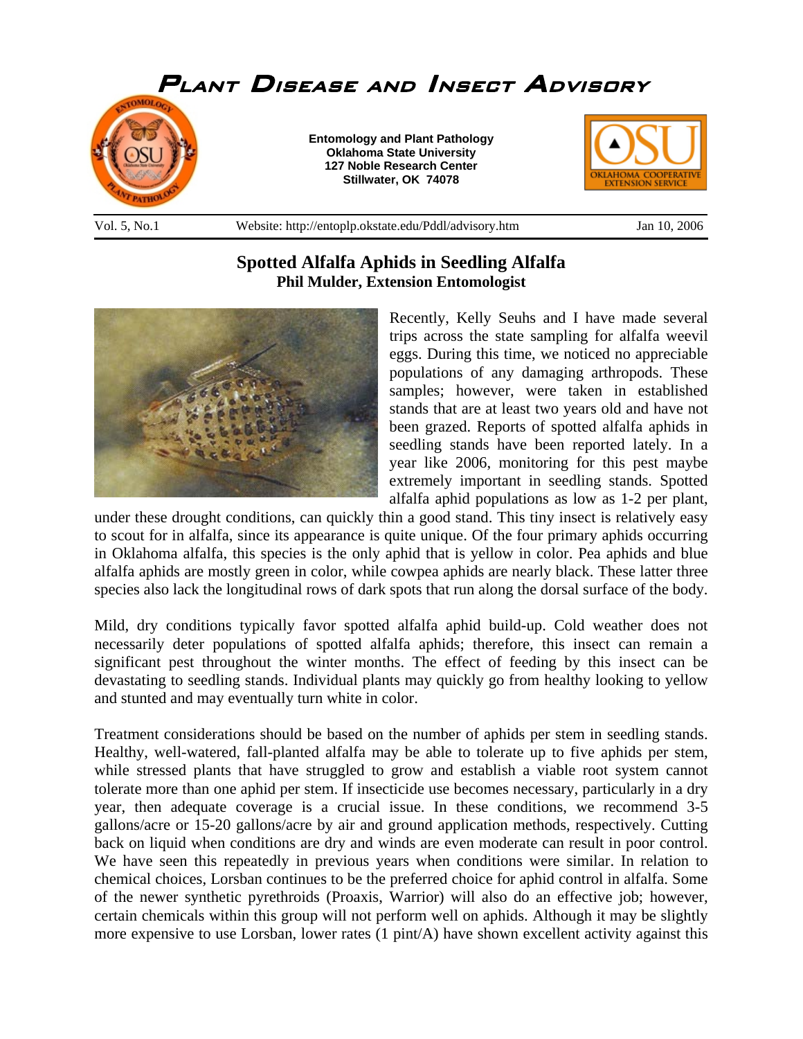# Plant Disease and Insect Advisory

**Entomology and Plant Pathology**
**Oklahoma State University**
**127 Noble Research Center**
**Stillwater, OK 74078**

Vol. 5, No.1 Website: http://entoplp.okstate.edu/Pddl/advisory.htm Jan 10, 2006

## Spotted Alfalfa Aphids in Seedling Alfalfa

**Phil Mulder, Extension Entomologist**

Recently, Kelly Seuhs and I have made several trips across the state sampling for alfalfa weevil eggs. During this time, we noticed no appreciable populations of any damaging arthropods. These samples; however, were taken in established stands that are at least two years old and have not been grazed. Reports of spotted alfalfa aphids in seedling stands have been reported lately. In a year like 2006, monitoring for this pest maybe extremely important in seedling stands. Spotted alfalfa aphid populations as low as 1-2 per plant, under these drought conditions, can quickly thin a good stand. This tiny insect is relatively easy to scout for in alfalfa, since its appearance is quite unique. Of the four primary aphids occurring in Oklahoma alfalfa, this species is the only aphid that is yellow in color. Pea aphids and blue alfalfa aphids are mostly green in color, while cowpea aphids are nearly black. These latter three species also lack the longitudinal rows of dark spots that run along the dorsal surface of the body.

Mild, dry conditions typically favor spotted alfalfa aphid build-up. Cold weather does not necessarily deter populations of spotted alfalfa aphids; therefore, this insect can remain a significant pest throughout the winter months. The effect of feeding by this insect can be devastating to seedling stands. Individual plants may quickly go from healthy looking to yellow and stunted and may eventually turn white in color.

Treatment considerations should be based on the number of aphids per stem in seedling stands. Healthy, well-watered, fall-planted alfalfa may be able to tolerate up to five aphids per stem, while stressed plants that have struggled to grow and establish a viable root system cannot tolerate more than one aphid per stem. If insecticide use becomes necessary, particularly in a dry year, then adequate coverage is a crucial issue. In these conditions, we recommend 3-5 gallons/acre or 15-20 gallons/acre by air and ground application methods, respectively. Cutting back on liquid when conditions are dry and winds are even moderate can result in poor control. We have seen this repeatedly in previous years when conditions were similar. In relation to chemical choices, Lorsban continues to be the preferred choice for aphid control in alfalfa. Some of the newer synthetic pyrethroids (Proaxis, Warrior) will also do an effective job; however, certain chemicals within this group will not perform well on aphids. Although it may be slightly more expensive to use Lorsban, lower rates (1 pint/A) have shown excellent activity against this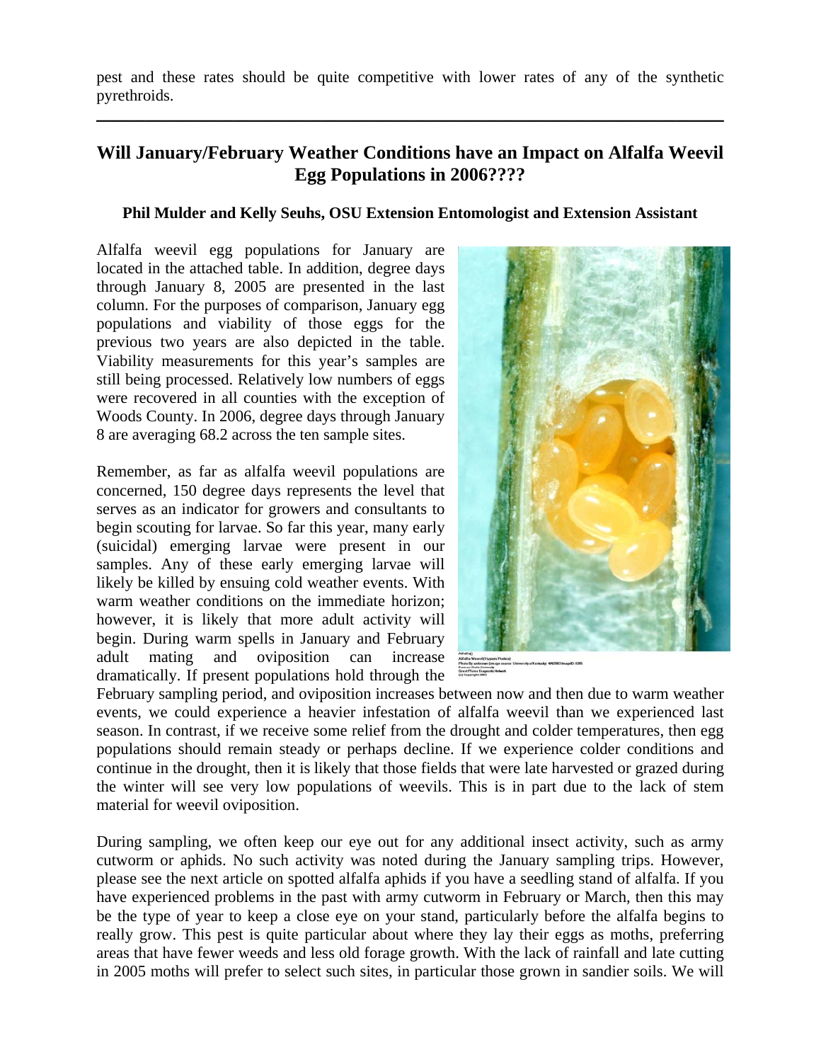pest and these rates should be quite competitive with lower rates of any of the synthetic pyrethroids.

---

## Will January/February Weather Conditions have an Impact on Alfalfa Weevil Egg Populations in 2006????

**Phil Mulder and Kelly Seuhs, OSU Extension Entomologist and Extension Assistant**

Alfalfa weevil egg populations for January are located in the attached table. In addition, degree days through January 8, 2005 are presented in the last column. For the purposes of comparison, January egg populations and viability of those eggs for the previous two years are also depicted in the table. Viability measurements for this year's samples are still being processed. Relatively low numbers of eggs were recovered in all counties with the exception of Woods County. In 2006, degree days through January 8 are averaging 68.2 across the ten sample sites.

Remember, as far as alfalfa weevil populations are concerned, 150 degree days represents the level that serves as an indicator for growers and consultants to begin scouting for larvae. So far this year, many early (suicidal) emerging larvae were present in our samples. Any of these early emerging larvae will likely be killed by ensuing cold weather events. With warm weather conditions on the immediate horizon; however, it is likely that more adult activity will begin. During warm spells in January and February adult mating and oviposition can increase dramatically. If present populations hold through the February sampling period, and oviposition increases between now and then due to warm weather events, we could experience a heavier infestation of alfalfa weevil than we experienced last season. In contrast, if we receive some relief from the drought and colder temperatures, then egg populations should remain steady or perhaps decline. If we experience colder conditions and continue in the drought, then it is likely that those fields that were late harvested or grazed during the winter will see very low populations of weevils. This is in part due to the lack of stem material for weevil oviposition.

During sampling, we often keep our eye out for any additional insect activity, such as army cutworm or aphids. No such activity was noted during the January sampling trips. However, please see the next article on spotted alfalfa aphids if you have a seedling stand of alfalfa. If you have experienced problems in the past with army cutworm in February or March, then this may be the type of year to keep a close eye on your stand, particularly before the alfalfa begins to really grow. This pest is quite particular about where they lay their eggs as moths, preferring areas that have fewer weeds and less old forage growth. With the lack of rainfall and late cutting in 2005 moths will prefer to select such sites, in particular those grown in sandier soils. We will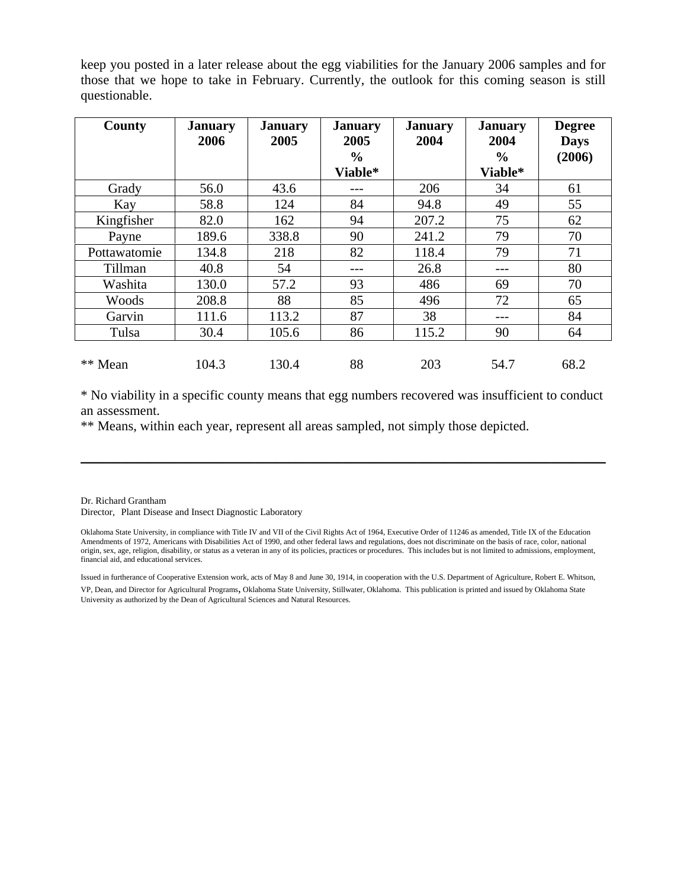keep you posted in a later release about the egg viabilities for the January 2006 samples and for those that we hope to take in February. Currently, the outlook for this coming season is still questionable.

| County | January 2006 | January 2005 | January 2005 % Viable* | January 2004 | January 2004 % Viable* | Degree Days (2006) |
|---|---|---|---|---|---|---|
| Grady | 56.0 | 43.6 | --- | 206 | 34 | 61 |
| Kay | 58.8 | 124 | 84 | 94.8 | 49 | 55 |
| Kingfisher | 82.0 | 162 | 94 | 207.2 | 75 | 62 |
| Payne | 189.6 | 338.8 | 90 | 241.2 | 79 | 70 |
| Pottawatomie | 134.8 | 218 | 82 | 118.4 | 79 | 71 |
| Tillman | 40.8 | 54 | --- | 26.8 | --- | 80 |
| Washita | 130.0 | 57.2 | 93 | 486 | 69 | 70 |
| Woods | 208.8 | 88 | 85 | 496 | 72 | 65 |
| Garvin | 111.6 | 113.2 | 87 | 38 | --- | 84 |
| Tulsa | 30.4 | 105.6 | 86 | 115.2 | 90 | 64 |
| ** Mean | 104.3 | 130.4 | 88 | 203 | 54.7 | 68.2 |

* No viability in a specific county means that egg numbers recovered was insufficient to conduct an assessment.

** Means, within each year, represent all areas sampled, not simply those depicted.

---

Dr. Richard Grantham
Director, Plant Disease and Insect Diagnostic Laboratory

Oklahoma State University, in compliance with Title IV and VII of the Civil Rights Act of 1964, Executive Order of 11246 as amended, Title IX of the Education Amendments of 1972, Americans with Disabilities Act of 1990, and other federal laws and regulations, does not discriminate on the basis of race, color, national origin, sex, age, religion, disability, or status as a veteran in any of its policies, practices or procedures. This includes but is not limited to admissions, employment, financial aid, and educational services.

Issued in furtherance of Cooperative Extension work, acts of May 8 and June 30, 1914, in cooperation with the U.S. Department of Agriculture, Robert E. Whitson, VP, Dean, and Director for Agricultural Programs, Oklahoma State University, Stillwater, Oklahoma. This publication is printed and issued by Oklahoma State University as authorized by the Dean of Agricultural Sciences and Natural Resources.